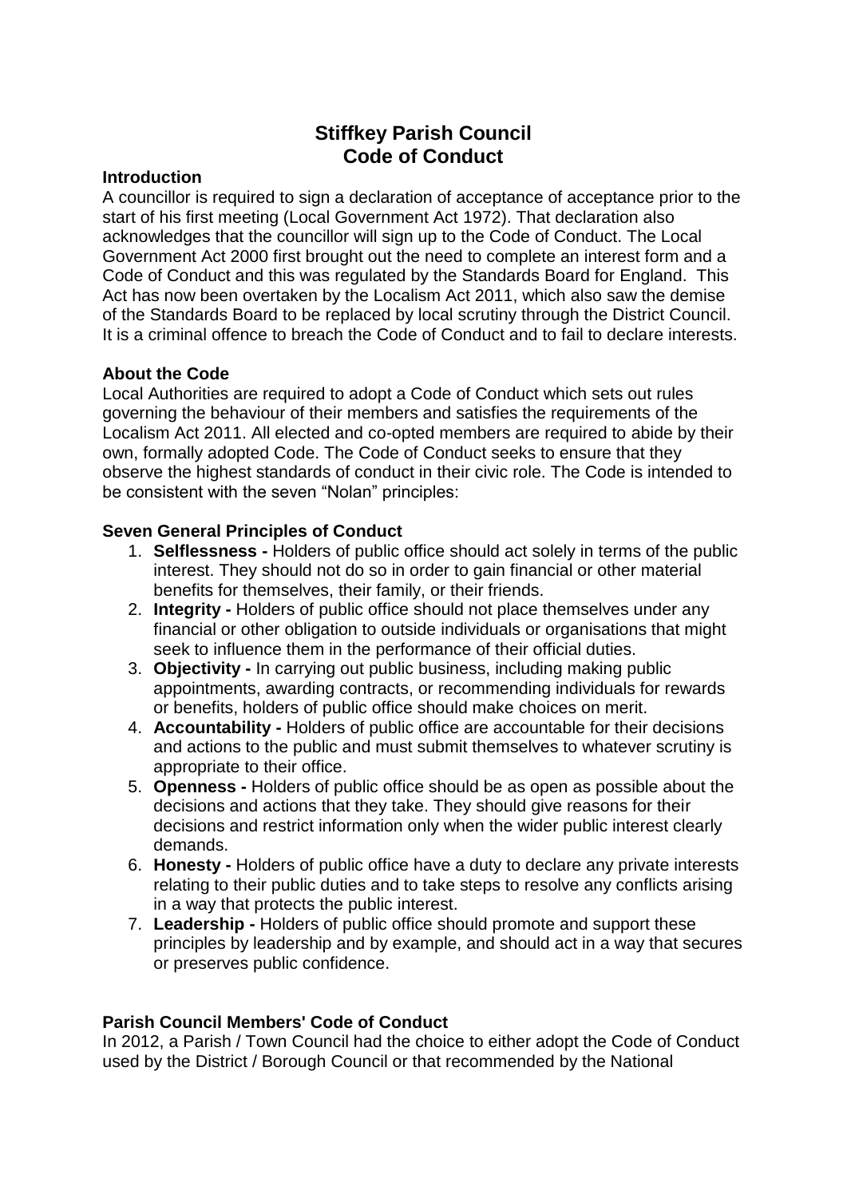# Stiffkey Parish Council
# Code of Conduct

**Introduction**

A councillor is required to sign a declaration of acceptance of acceptance prior to the start of his first meeting (Local Government Act 1972). That declaration also acknowledges that the councillor will sign up to the Code of Conduct. The Local Government Act 2000 first brought out the need to complete an interest form and a Code of Conduct and this was regulated by the Standards Board for England. This Act has now been overtaken by the Localism Act 2011, which also saw the demise of the Standards Board to be replaced by local scrutiny through the District Council. It is a criminal offence to breach the Code of Conduct and to fail to declare interests.

**About the Code**

Local Authorities are required to adopt a Code of Conduct which sets out rules governing the behaviour of their members and satisfies the requirements of the Localism Act 2011. All elected and co-opted members are required to abide by their own, formally adopted Code. The Code of Conduct seeks to ensure that they observe the highest standards of conduct in their civic role. The Code is intended to be consistent with the seven "Nolan" principles:

**Seven General Principles of Conduct**

1. **Selflessness -** Holders of public office should act solely in terms of the public interest. They should not do so in order to gain financial or other material benefits for themselves, their family, or their friends.
2. **Integrity -** Holders of public office should not place themselves under any financial or other obligation to outside individuals or organisations that might seek to influence them in the performance of their official duties.
3. **Objectivity -** In carrying out public business, including making public appointments, awarding contracts, or recommending individuals for rewards or benefits, holders of public office should make choices on merit.
4. **Accountability -** Holders of public office are accountable for their decisions and actions to the public and must submit themselves to whatever scrutiny is appropriate to their office.
5. **Openness -** Holders of public office should be as open as possible about the decisions and actions that they take. They should give reasons for their decisions and restrict information only when the wider public interest clearly demands.
6. **Honesty -** Holders of public office have a duty to declare any private interests relating to their public duties and to take steps to resolve any conflicts arising in a way that protects the public interest.
7. **Leadership -** Holders of public office should promote and support these principles by leadership and by example, and should act in a way that secures or preserves public confidence.

**Parish Council Members' Code of Conduct**

In 2012, a Parish / Town Council had the choice to either adopt the Code of Conduct used by the District / Borough Council or that recommended by the National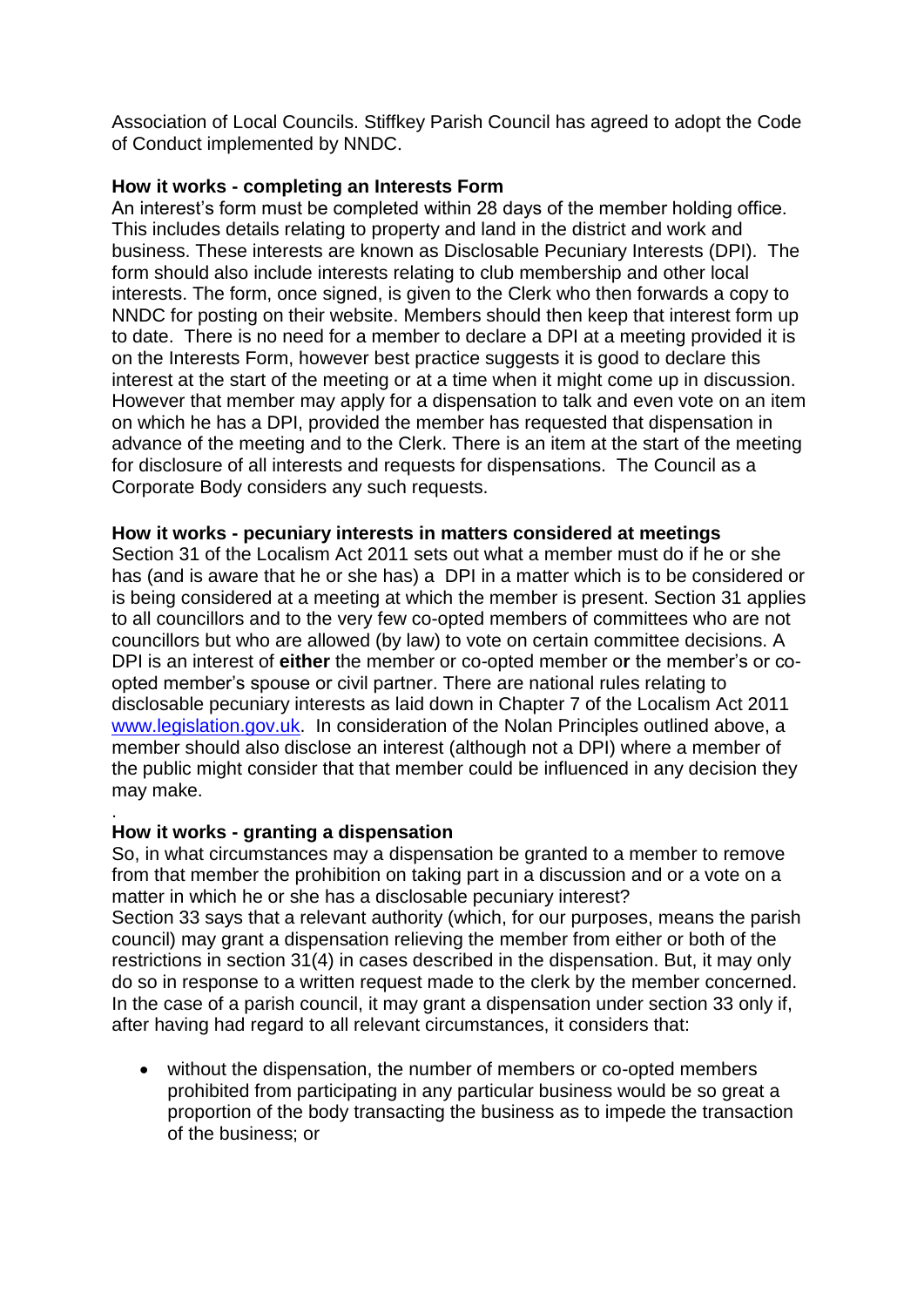Association of Local Councils. Stiffkey Parish Council has agreed to adopt the Code of Conduct implemented by NNDC.

**How it works - completing an Interests Form**

An interest's form must be completed within 28 days of the member holding office. This includes details relating to property and land in the district and work and business. These interests are known as Disclosable Pecuniary Interests (DPI). The form should also include interests relating to club membership and other local interests. The form, once signed, is given to the Clerk who then forwards a copy to NNDC for posting on their website. Members should then keep that interest form up to date. There is no need for a member to declare a DPI at a meeting provided it is on the Interests Form, however best practice suggests it is good to declare this interest at the start of the meeting or at a time when it might come up in discussion. However that member may apply for a dispensation to talk and even vote on an item on which he has a DPI, provided the member has requested that dispensation in advance of the meeting and to the Clerk. There is an item at the start of the meeting for disclosure of all interests and requests for dispensations. The Council as a Corporate Body considers any such requests.

**How it works - pecuniary interests in matters considered at meetings**

Section 31 of the Localism Act 2011 sets out what a member must do if he or she has (and is aware that he or she has) a DPI in a matter which is to be considered or is being considered at a meeting at which the member is present. Section 31 applies to all councillors and to the very few co-opted members of committees who are not councillors but who are allowed (by law) to vote on certain committee decisions. A DPI is an interest of **either** the member or co-opted member o**r** the member's or co-opted member's spouse or civil partner. There are national rules relating to disclosable pecuniary interests as laid down in Chapter 7 of the Localism Act 2011 [www.legislation.gov.uk](http://www.legislation.gov.uk). In consideration of the Nolan Principles outlined above, a member should also disclose an interest (although not a DPI) where a member of the public might consider that that member could be influenced in any decision they may make.

.

**How it works - granting a dispensation**

So, in what circumstances may a dispensation be granted to a member to remove from that member the prohibition on taking part in a discussion and or a vote on a matter in which he or she has a disclosable pecuniary interest?

Section 33 says that a relevant authority (which, for our purposes, means the parish council) may grant a dispensation relieving the member from either or both of the restrictions in section 31(4) in cases described in the dispensation. But, it may only do so in response to a written request made to the clerk by the member concerned. In the case of a parish council, it may grant a dispensation under section 33 only if, after having had regard to all relevant circumstances, it considers that:

- without the dispensation, the number of members or co-opted members prohibited from participating in any particular business would be so great a proportion of the body transacting the business as to impede the transaction of the business; or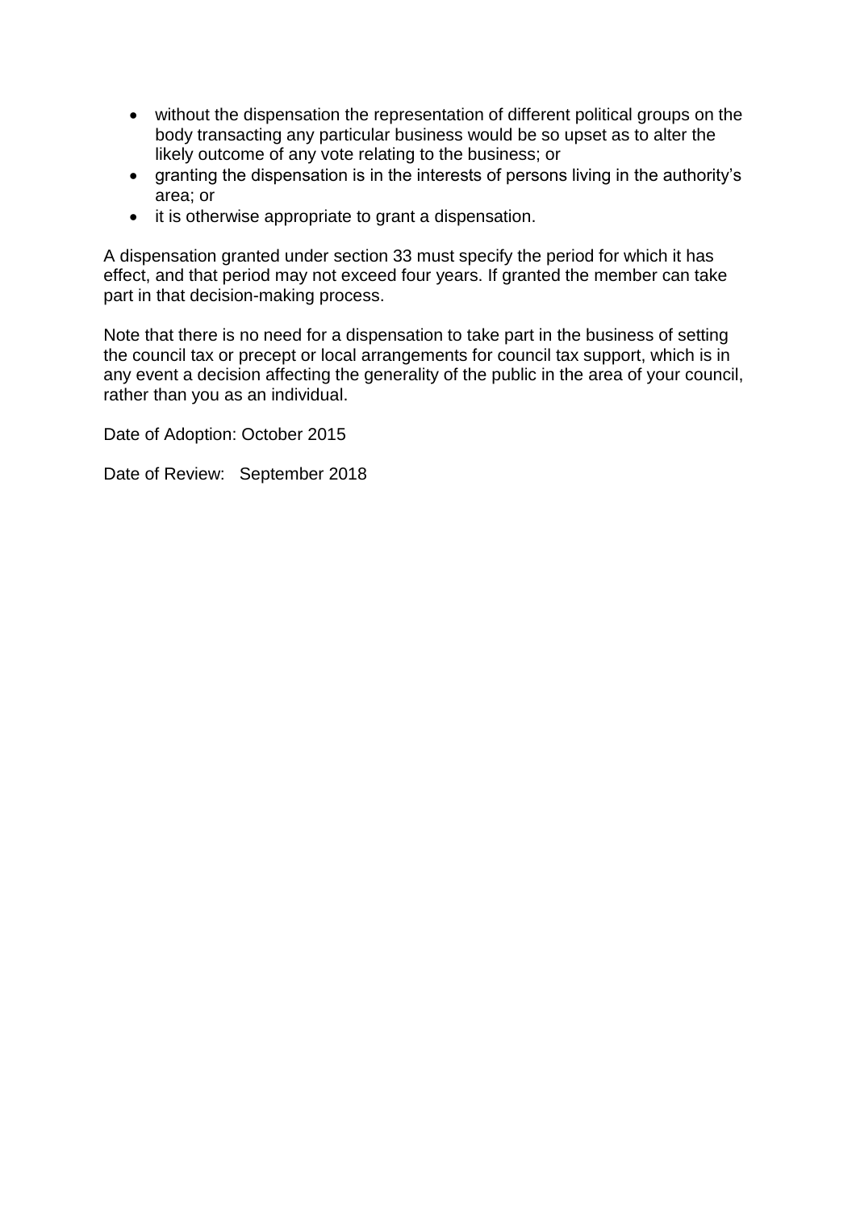- without the dispensation the representation of different political groups on the body transacting any particular business would be so upset as to alter the likely outcome of any vote relating to the business; or
- granting the dispensation is in the interests of persons living in the authority's area; or
- it is otherwise appropriate to grant a dispensation.

A dispensation granted under section 33 must specify the period for which it has effect, and that period may not exceed four years. If granted the member can take part in that decision-making process.

Note that there is no need for a dispensation to take part in the business of setting the council tax or precept or local arrangements for council tax support, which is in any event a decision affecting the generality of the public in the area of your council, rather than you as an individual.

Date of Adoption: October 2015

Date of Review: September 2018